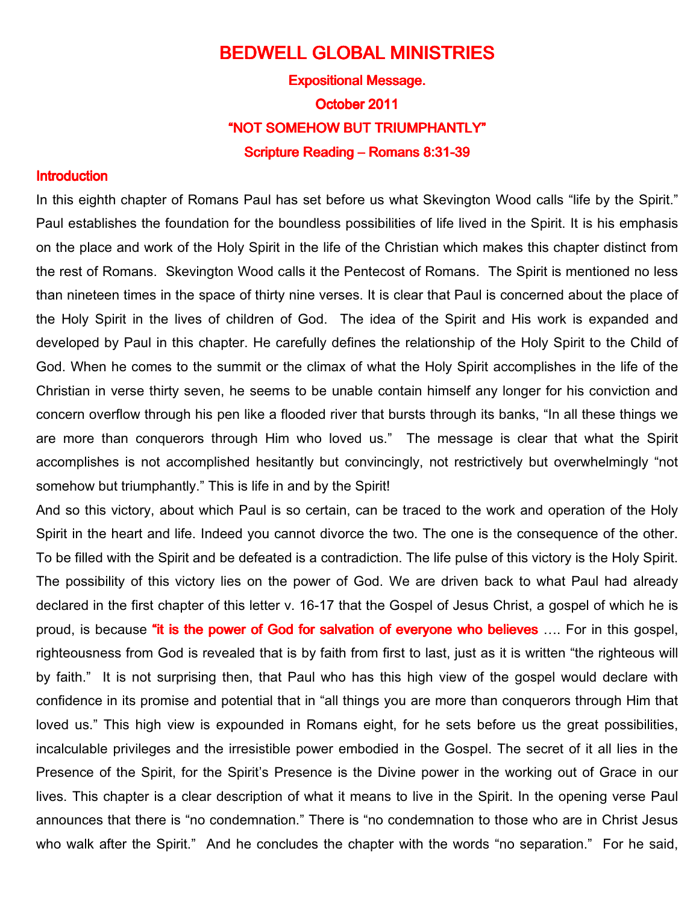# BEDWELL GLOBAL MINISTRIES

### Expositional Message.

### October 2011

## "NOT SOMEHOW BUT TRIUMPHANTLY"

### Scripture Reading – Romans 8:31-39

## Introduction

In this eighth chapter of Romans Paul has set before us what Skevington Wood calls "life by the Spirit." Paul establishes the foundation for the boundless possibilities of life lived in the Spirit. It is his emphasis on the place and work of the Holy Spirit in the life of the Christian which makes this chapter distinct from the rest of Romans. Skevington Wood calls it the Pentecost of Romans. The Spirit is mentioned no less than nineteen times in the space of thirty nine verses. It is clear that Paul is concerned about the place of the Holy Spirit in the lives of children of God. The idea of the Spirit and His work is expanded and developed by Paul in this chapter. He carefully defines the relationship of the Holy Spirit to the Child of God. When he comes to the summit or the climax of what the Holy Spirit accomplishes in the life of the Christian in verse thirty seven, he seems to be unable contain himself any longer for his conviction and concern overflow through his pen like a flooded river that bursts through its banks, "In all these things we are more than conquerors through Him who loved us." The message is clear that what the Spirit accomplishes is not accomplished hesitantly but convincingly, not restrictively but overwhelmingly "not somehow but triumphantly." This is life in and by the Spirit!

And so this victory, about which Paul is so certain, can be traced to the work and operation of the Holy Spirit in the heart and life. Indeed you cannot divorce the two. The one is the consequence of the other. To be filled with the Spirit and be defeated is a contradiction. The life pulse of this victory is the Holy Spirit. The possibility of this victory lies on the power of God. We are driven back to what Paul had already declared in the first chapter of this letter v. 16-17 that the Gospel of Jesus Christ, a gospel of which he is proud, is because **"it is the power of God for salvation of everyone who believes** …. For in this gospel, righteousness from God is revealed that is by faith from first to last, just as it is written "the righteous will by faith." It is not surprising then, that Paul who has this high view of the gospel would declare with confidence in its promise and potential that in "all things you are more than conquerors through Him that loved us." This high view is expounded in Romans eight, for he sets before us the great possibilities, incalculable privileges and the irresistible power embodied in the Gospel. The secret of it all lies in the Presence of the Spirit, for the Spirit's Presence is the Divine power in the working out of Grace in our lives. This chapter is a clear description of what it means to live in the Spirit. In the opening verse Paul announces that there is "no condemnation." There is "no condemnation to those who are in Christ Jesus who walk after the Spirit." And he concludes the chapter with the words "no separation." For he said,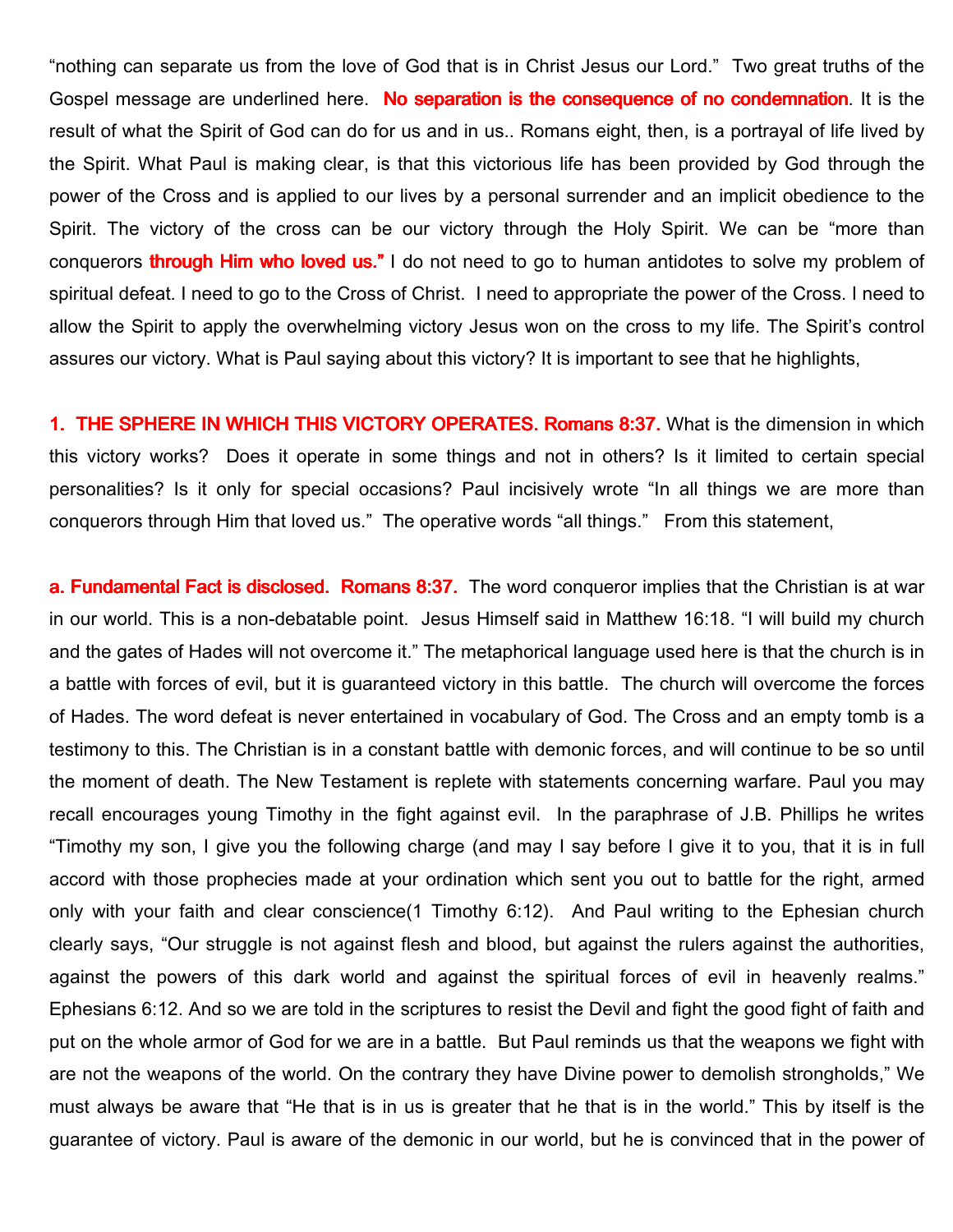“nothing can separate us from the love of God that is in Christ Jesus our Lord.” Two great truths of the Gospel message are underlined here. **No separation is the consequence of no condemnation**. It is the result of what the Spirit of God can do for us and in us.. Romans eight, then, is a portrayal of life lived by the Spirit. What Paul is making clear, is that this victorious life has been provided by God through the power of the Cross and is applied to our lives by a personal surrender and an implicit obedience to the Spirit. The victory of the cross can be our victory through the Holy Spirit. We can be “more than conquerors **through Him who loved us.”** I do not need to go to human antidotes to solve my problem of spiritual defeat. I need to go to the Cross of Christ. I need to appropriate the power of the Cross. I need to allow the Spirit to apply the overwhelming victory Jesus won on the cross to my life. The Spirit’s control assures our victory. What is Paul saying about this victory? It is important to see that he highlights,

**1. THE SPHERE IN WHICH THIS VICTORY OPERATES. Romans 8:37.** What is the dimension in which this victory works? Does it operate in some things and not in others? Is it limited to certain special personalities? Is it only for special occasions? Paul incisively wrote “In all things we are more than conquerors through Him that loved us.” The operative words “all things.” From this statement,

**a. Fundamental Fact is disclosed. Romans 8:37.** The word conqueror implies that the Christian is at war in our world. This is a non-debatable point. Jesus Himself said in Matthew 16:18. “I will build my church and the gates of Hades will not overcome it.” The metaphorical language used here is that the church is in a battle with forces of evil, but it is guaranteed victory in this battle. The church will overcome the forces of Hades. The word defeat is never entertained in vocabulary of God. The Cross and an empty tomb is a testimony to this. The Christian is in a constant battle with demonic forces, and will continue to be so until the moment of death. The New Testament is replete with statements concerning warfare. Paul you may recall encourages young Timothy in the fight against evil. In the paraphrase of J.B. Phillips he writes “Timothy my son, I give you the following charge (and may I say before I give it to you, that it is in full accord with those prophecies made at your ordination which sent you out to battle for the right, armed only with your faith and clear conscience(1 Timothy 6:12). And Paul writing to the Ephesian church clearly says, “Our struggle is not against flesh and blood, but against the rulers against the authorities, against the powers of this dark world and against the spiritual forces of evil in heavenly realms.” Ephesians 6:12. And so we are told in the scriptures to resist the Devil and fight the good fight of faith and put on the whole armor of God for we are in a battle. But Paul reminds us that the weapons we fight with are not the weapons of the world. On the contrary they have Divine power to demolish strongholds,” We must always be aware that “He that is in us is greater that he that is in the world.” This by itself is the guarantee of victory. Paul is aware of the demonic in our world, but he is convinced that in the power of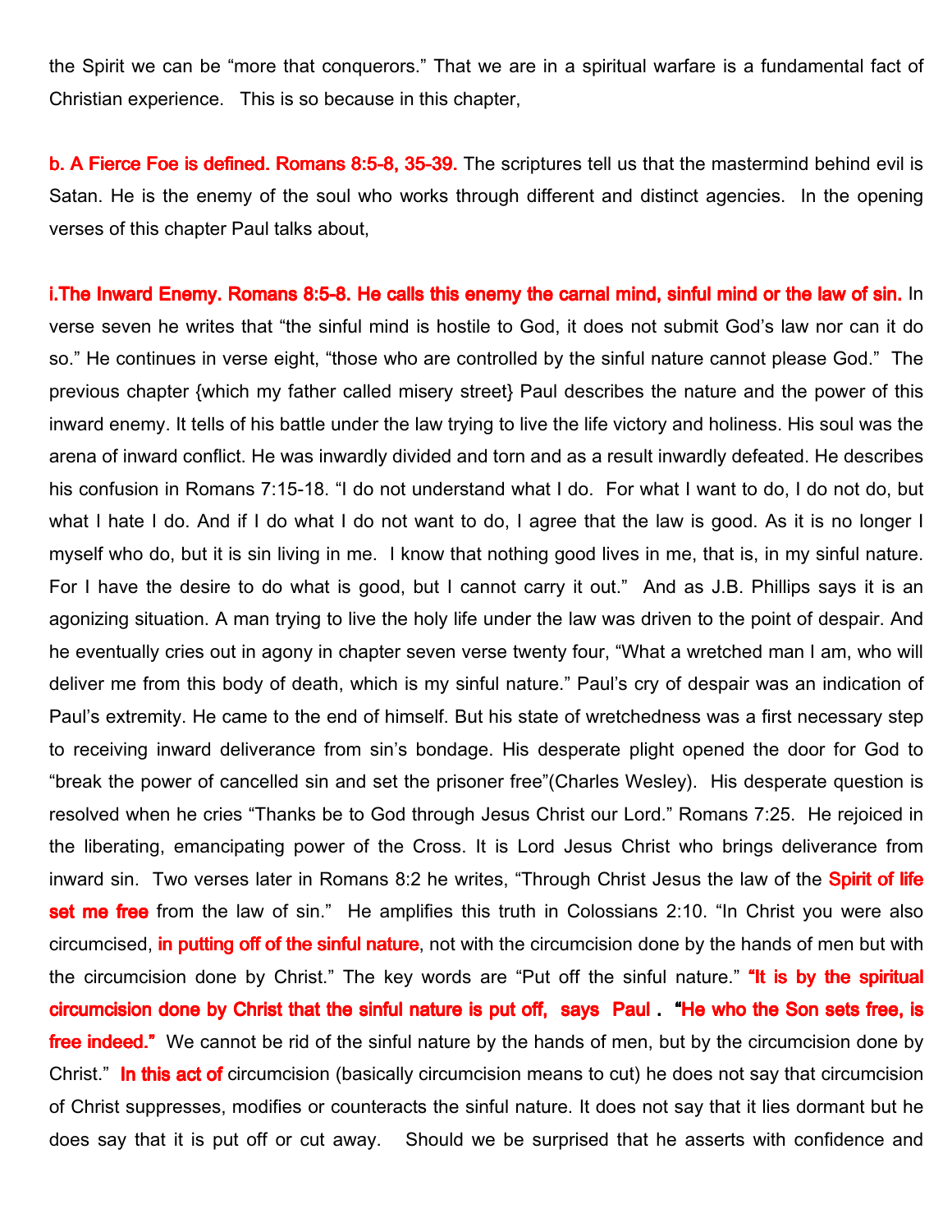the Spirit we can be "more that conquerors." That we are in a spiritual warfare is a fundamental fact of Christian experience. This is so because in this chapter,

**b. A Fierce Foe is defined. Romans 8:5-8, 35-39.** The scriptures tell us that the mastermind behind evil is Satan. He is the enemy of the soul who works through different and distinct agencies. In the opening verses of this chapter Paul talks about,

**i.The Inward Enemy. Romans 8:5-8. He calls this enemy the carnal mind, sinful mind or the law of sin.** In verse seven he writes that "the sinful mind is hostile to God, it does not submit God's law nor can it do so." He continues in verse eight, "those who are controlled by the sinful nature cannot please God." The previous chapter {which my father called misery street} Paul describes the nature and the power of this inward enemy. It tells of his battle under the law trying to live the life victory and holiness. His soul was the arena of inward conflict. He was inwardly divided and torn and as a result inwardly defeated. He describes his confusion in Romans 7:15-18. "I do not understand what I do. For what I want to do, I do not do, but what I hate I do. And if I do what I do not want to do, I agree that the law is good. As it is no longer I myself who do, but it is sin living in me. I know that nothing good lives in me, that is, in my sinful nature. For I have the desire to do what is good, but I cannot carry it out." And as J.B. Phillips says it is an agonizing situation. A man trying to live the holy life under the law was driven to the point of despair. And he eventually cries out in agony in chapter seven verse twenty four, "What a wretched man I am, who will deliver me from this body of death, which is my sinful nature." Paul's cry of despair was an indication of Paul's extremity. He came to the end of himself. But his state of wretchedness was a first necessary step to receiving inward deliverance from sin's bondage. His desperate plight opened the door for God to "break the power of cancelled sin and set the prisoner free"(Charles Wesley). His desperate question is resolved when he cries "Thanks be to God through Jesus Christ our Lord." Romans 7:25. He rejoiced in the liberating, emancipating power of the Cross. It is Lord Jesus Christ who brings deliverance from inward sin. Two verses later in Romans 8:2 he writes, "Through Christ Jesus the law of the **Spirit of life set me free** from the law of sin." He amplifies this truth in Colossians 2:10. "In Christ you were also circumcised, **in putting off of the sinful nature**, not with the circumcision done by the hands of men but with the circumcision done by Christ." The key words are "Put off the sinful nature." **"It is by the spiritual circumcision done by Christ that the sinful nature is put off, says Paul . "He who the Son sets free, is free indeed."** We cannot be rid of the sinful nature by the hands of men, but by the circumcision done by Christ." **In this act of** circumcision (basically circumcision means to cut) he does not say that circumcision of Christ suppresses, modifies or counteracts the sinful nature. It does not say that it lies dormant but he does say that it is put off or cut away. Should we be surprised that he asserts with confidence and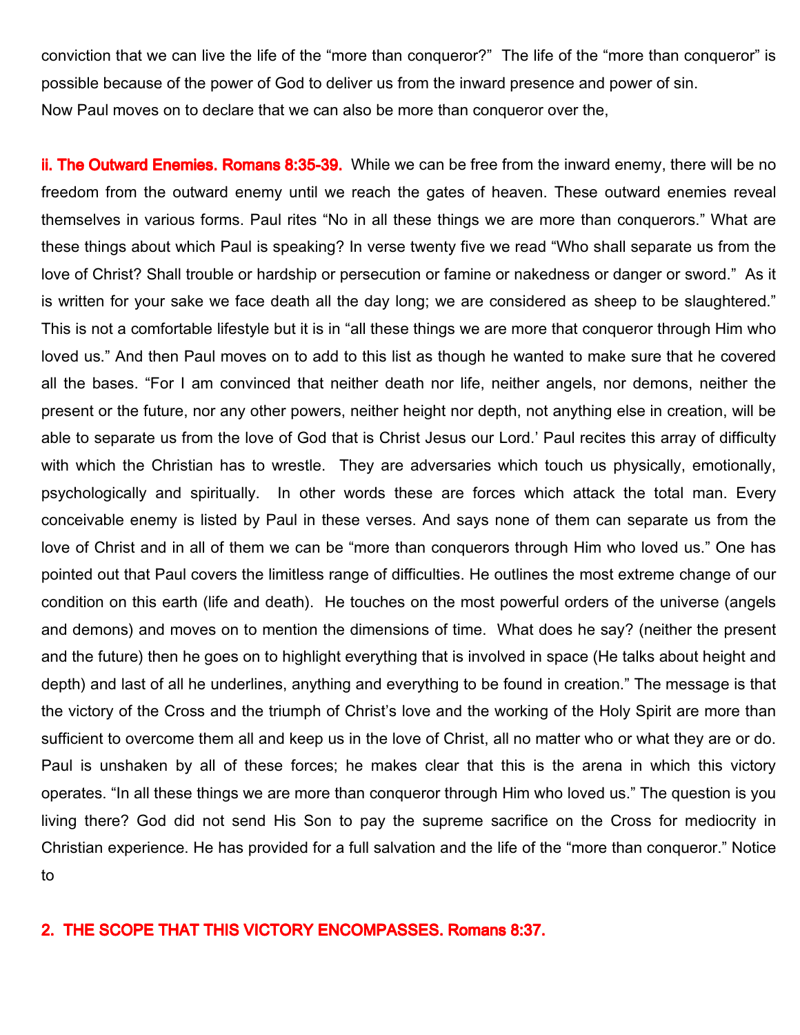conviction that we can live the life of the "more than conqueror?" The life of the "more than conqueror" is possible because of the power of God to deliver us from the inward presence and power of sin.
Now Paul moves on to declare that we can also be more than conqueror over the,

**ii. The Outward Enemies. Romans 8:35-39.** While we can be free from the inward enemy, there will be no freedom from the outward enemy until we reach the gates of heaven. These outward enemies reveal themselves in various forms. Paul rites "No in all these things we are more than conquerors." What are these things about which Paul is speaking? In verse twenty five we read "Who shall separate us from the love of Christ? Shall trouble or hardship or persecution or famine or nakedness or danger or sword." As it is written for your sake we face death all the day long; we are considered as sheep to be slaughtered." This is not a comfortable lifestyle but it is in "all these things we are more that conqueror through Him who loved us." And then Paul moves on to add to this list as though he wanted to make sure that he covered all the bases. "For I am convinced that neither death nor life, neither angels, nor demons, neither the present or the future, nor any other powers, neither height nor depth, not anything else in creation, will be able to separate us from the love of God that is Christ Jesus our Lord.' Paul recites this array of difficulty with which the Christian has to wrestle. They are adversaries which touch us physically, emotionally, psychologically and spiritually. In other words these are forces which attack the total man. Every conceivable enemy is listed by Paul in these verses. And says none of them can separate us from the love of Christ and in all of them we can be "more than conquerors through Him who loved us." One has pointed out that Paul covers the limitless range of difficulties. He outlines the most extreme change of our condition on this earth (life and death). He touches on the most powerful orders of the universe (angels and demons) and moves on to mention the dimensions of time. What does he say? (neither the present and the future) then he goes on to highlight everything that is involved in space (He talks about height and depth) and last of all he underlines, anything and everything to be found in creation." The message is that the victory of the Cross and the triumph of Christ's love and the working of the Holy Spirit are more than sufficient to overcome them all and keep us in the love of Christ, all no matter who or what they are or do. Paul is unshaken by all of these forces; he makes clear that this is the arena in which this victory operates. "In all these things we are more than conqueror through Him who loved us." The question is you living there? God did not send His Son to pay the supreme sacrifice on the Cross for mediocrity in Christian experience. He has provided for a full salvation and the life of the "more than conqueror." Notice to

## 2. THE SCOPE THAT THIS VICTORY ENCOMPASSES. Romans 8:37.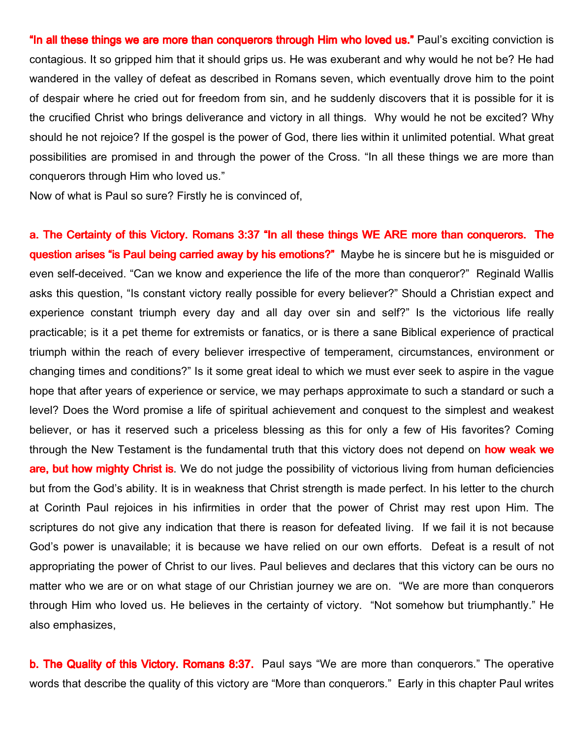**"In all these things we are more than conquerors through Him who loved us."** Paul's exciting conviction is contagious. It so gripped him that it should grips us. He was exuberant and why would he not be? He had wandered in the valley of defeat as described in Romans seven, which eventually drove him to the point of despair where he cried out for freedom from sin, and he suddenly discovers that it is possible for it is the crucified Christ who brings deliverance and victory in all things. Why would he not be excited? Why should he not rejoice? If the gospel is the power of God, there lies within it unlimited potential. What great possibilities are promised in and through the power of the Cross. "In all these things we are more than conquerors through Him who loved us."

Now of what is Paul so sure? Firstly he is convinced of,

**a. The Certainty of this Victory. Romans 3:37 "In all these things WE ARE more than conquerors. The question arises "is Paul being carried away by his emotions?"** Maybe he is sincere but he is misguided or even self-deceived. "Can we know and experience the life of the more than conqueror?" Reginald Wallis asks this question, "Is constant victory really possible for every believer?" Should a Christian expect and experience constant triumph every day and all day over sin and self?" Is the victorious life really practicable; is it a pet theme for extremists or fanatics, or is there a sane Biblical experience of practical triumph within the reach of every believer irrespective of temperament, circumstances, environment or changing times and conditions?" Is it some great ideal to which we must ever seek to aspire in the vague hope that after years of experience or service, we may perhaps approximate to such a standard or such a level? Does the Word promise a life of spiritual achievement and conquest to the simplest and weakest believer, or has it reserved such a priceless blessing as this for only a few of His favorites? Coming through the New Testament is the fundamental truth that this victory does not depend on **how weak we are, but how mighty Christ is**. We do not judge the possibility of victorious living from human deficiencies but from the God's ability. It is in weakness that Christ strength is made perfect. In his letter to the church at Corinth Paul rejoices in his infirmities in order that the power of Christ may rest upon Him. The scriptures do not give any indication that there is reason for defeated living. If we fail it is not because God's power is unavailable; it is because we have relied on our own efforts. Defeat is a result of not appropriating the power of Christ to our lives. Paul believes and declares that this victory can be ours no matter who we are or on what stage of our Christian journey we are on. "We are more than conquerors through Him who loved us. He believes in the certainty of victory. "Not somehow but triumphantly." He also emphasizes,

**b. The Quality of this Victory. Romans 8:37.** Paul says "We are more than conquerors." The operative words that describe the quality of this victory are "More than conquerors." Early in this chapter Paul writes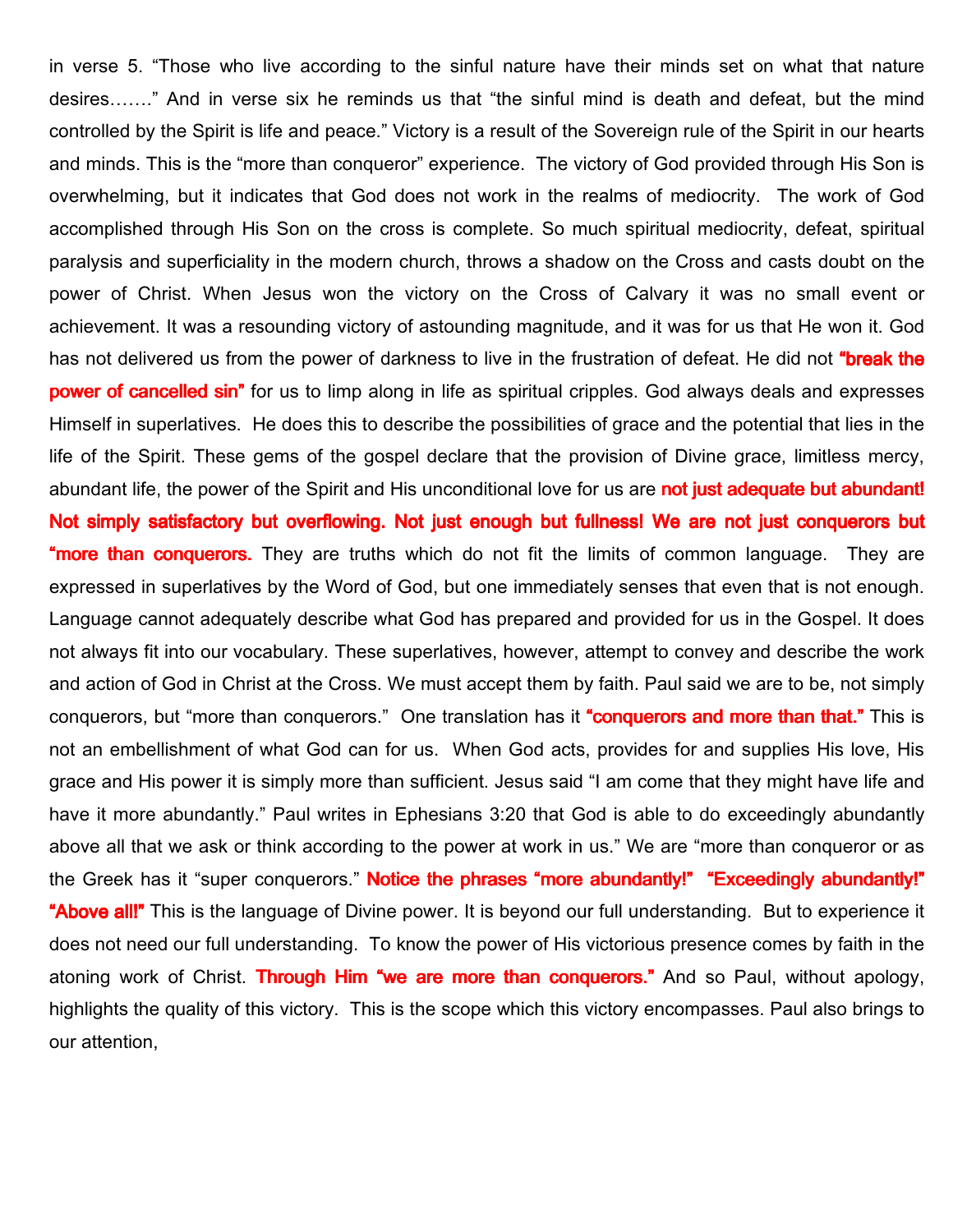in verse 5. “Those who live according to the sinful nature have their minds set on what that nature desires…….” And in verse six he reminds us that “the sinful mind is death and defeat, but the mind controlled by the Spirit is life and peace.” Victory is a result of the Sovereign rule of the Spirit in our hearts and minds. This is the “more than conqueror” experience. The victory of God provided through His Son is overwhelming, but it indicates that God does not work in the realms of mediocrity. The work of God accomplished through His Son on the cross is complete. So much spiritual mediocrity, defeat, spiritual paralysis and superficiality in the modern church, throws a shadow on the Cross and casts doubt on the power of Christ. When Jesus won the victory on the Cross of Calvary it was no small event or achievement. It was a resounding victory of astounding magnitude, and it was for us that He won it. God has not delivered us from the power of darkness to live in the frustration of defeat. He did not **“break the power of cancelled sin”** for us to limp along in life as spiritual cripples. God always deals and expresses Himself in superlatives. He does this to describe the possibilities of grace and the potential that lies in the life of the Spirit. These gems of the gospel declare that the provision of Divine grace, limitless mercy, abundant life, the power of the Spirit and His unconditional love for us are **not just adequate but abundant! Not simply satisfactory but overflowing. Not just enough but fullness! We are not just conquerors but “more than conquerors.** They are truths which do not fit the limits of common language. They are expressed in superlatives by the Word of God, but one immediately senses that even that is not enough. Language cannot adequately describe what God has prepared and provided for us in the Gospel. It does not always fit into our vocabulary. These superlatives, however, attempt to convey and describe the work and action of God in Christ at the Cross. We must accept them by faith. Paul said we are to be, not simply conquerors, but “more than conquerors.” One translation has it **“conquerors and more than that.”** This is not an embellishment of what God can for us. When God acts, provides for and supplies His love, His grace and His power it is simply more than sufficient. Jesus said “I am come that they might have life and have it more abundantly.” Paul writes in Ephesians 3:20 that God is able to do exceedingly abundantly above all that we ask or think according to the power at work in us.” We are “more than conqueror or as the Greek has it “super conquerors.” **Notice the phrases “more abundantly!” “Exceedingly abundantly!” “Above all!”** This is the language of Divine power. It is beyond our full understanding. But to experience it does not need our full understanding. To know the power of His victorious presence comes by faith in the atoning work of Christ. **Through Him “we are more than conquerors.”** And so Paul, without apology, highlights the quality of this victory. This is the scope which this victory encompasses. Paul also brings to our attention,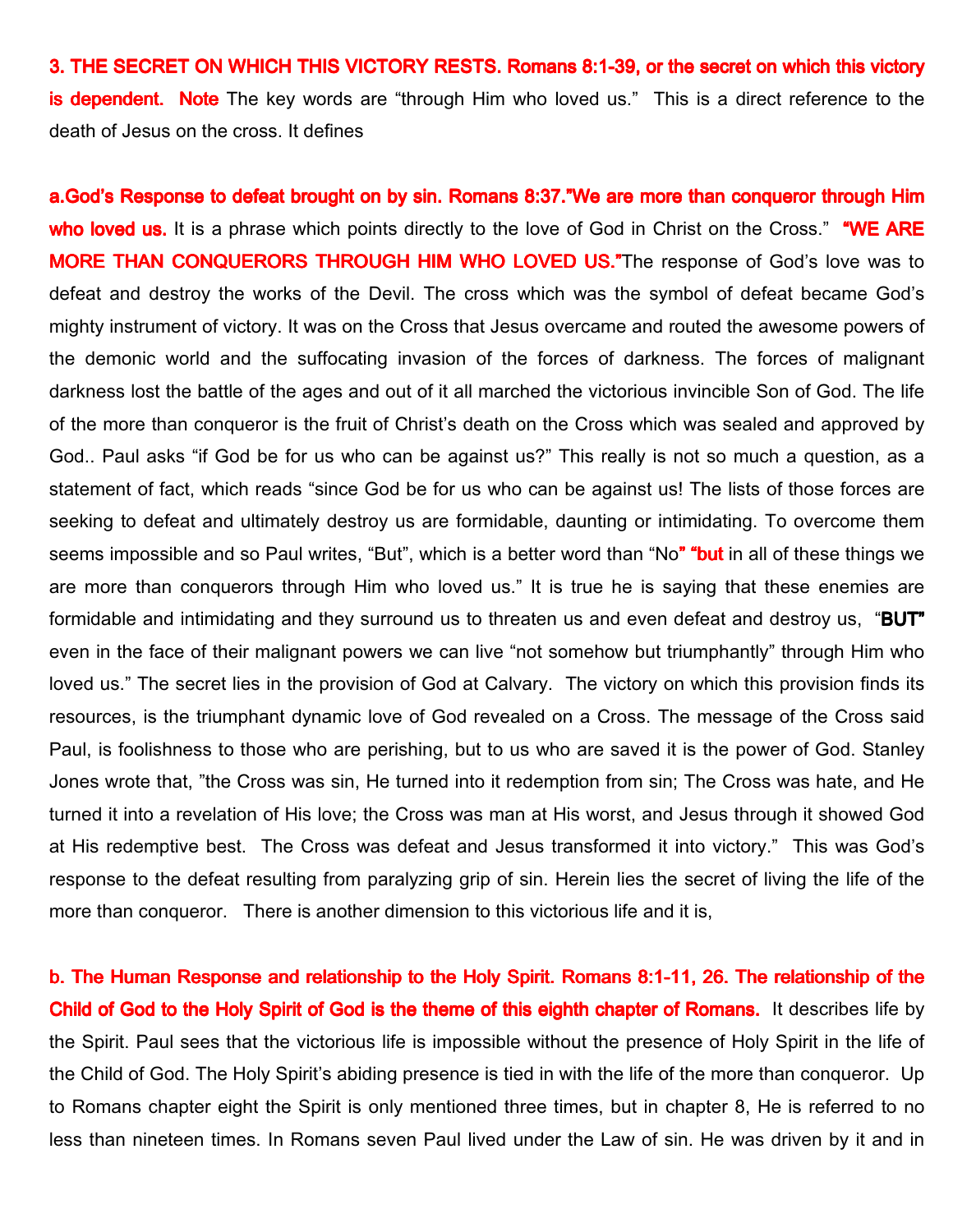**3. THE SECRET ON WHICH THIS VICTORY RESTS. Romans 8:1-39, or the secret on which this victory is dependent. Note** The key words are "through Him who loved us." This is a direct reference to the death of Jesus on the cross. It defines

**a.God's Response to defeat brought on by sin. Romans 8:37."We are more than conqueror through Him who loved us.** It is a phrase which points directly to the love of God in Christ on the Cross." **"WE ARE MORE THAN CONQUERORS THROUGH HIM WHO LOVED US."**The response of God's love was to defeat and destroy the works of the Devil. The cross which was the symbol of defeat became God's mighty instrument of victory. It was on the Cross that Jesus overcame and routed the awesome powers of the demonic world and the suffocating invasion of the forces of darkness. The forces of malignant darkness lost the battle of the ages and out of it all marched the victorious invincible Son of God. The life of the more than conqueror is the fruit of Christ's death on the Cross which was sealed and approved by God.. Paul asks "if God be for us who can be against us?" This really is not so much a question, as a statement of fact, which reads "since God be for us who can be against us! The lists of those forces are seeking to defeat and ultimately destroy us are formidable, daunting or intimidating. To overcome them seems impossible and so Paul writes, "But", which is a better word than "No**" "but** in all of these things we are more than conquerors through Him who loved us." It is true he is saying that these enemies are formidable and intimidating and they surround us to threaten us and even defeat and destroy us, "**BUT"** even in the face of their malignant powers we can live "not somehow but triumphantly" through Him who loved us." The secret lies in the provision of God at Calvary. The victory on which this provision finds its resources, is the triumphant dynamic love of God revealed on a Cross. The message of the Cross said Paul, is foolishness to those who are perishing, but to us who are saved it is the power of God. Stanley Jones wrote that, "the Cross was sin, He turned into it redemption from sin; The Cross was hate, and He turned it into a revelation of His love; the Cross was man at His worst, and Jesus through it showed God at His redemptive best. The Cross was defeat and Jesus transformed it into victory." This was God's response to the defeat resulting from paralyzing grip of sin. Herein lies the secret of living the life of the more than conqueror. There is another dimension to this victorious life and it is,

**b. The Human Response and relationship to the Holy Spirit. Romans 8:1-11, 26. The relationship of the Child of God to the Holy Spirit of God is the theme of this eighth chapter of Romans.** It describes life by the Spirit. Paul sees that the victorious life is impossible without the presence of Holy Spirit in the life of the Child of God. The Holy Spirit's abiding presence is tied in with the life of the more than conqueror. Up to Romans chapter eight the Spirit is only mentioned three times, but in chapter 8, He is referred to no less than nineteen times. In Romans seven Paul lived under the Law of sin. He was driven by it and in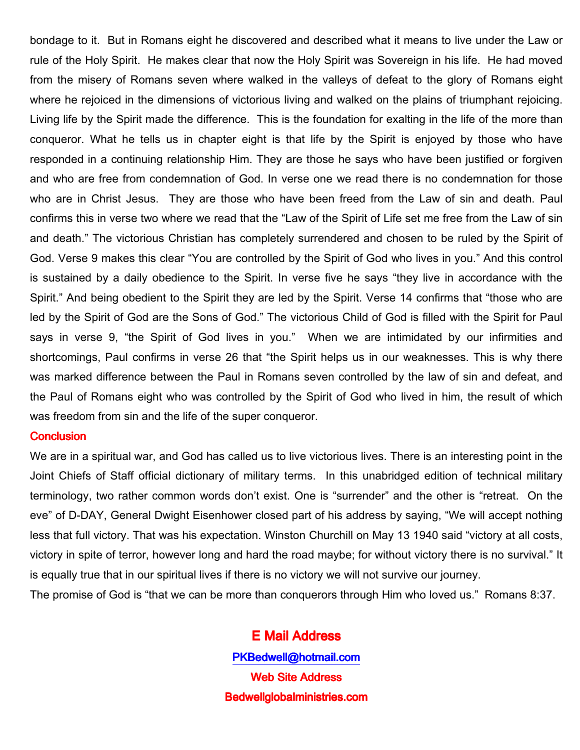bondage to it. But in Romans eight he discovered and described what it means to live under the Law or rule of the Holy Spirit. He makes clear that now the Holy Spirit was Sovereign in his life. He had moved from the misery of Romans seven where walked in the valleys of defeat to the glory of Romans eight where he rejoiced in the dimensions of victorious living and walked on the plains of triumphant rejoicing. Living life by the Spirit made the difference. This is the foundation for exalting in the life of the more than conqueror. What he tells us in chapter eight is that life by the Spirit is enjoyed by those who have responded in a continuing relationship Him. They are those he says who have been justified or forgiven and who are free from condemnation of God. In verse one we read there is no condemnation for those who are in Christ Jesus. They are those who have been freed from the Law of sin and death. Paul confirms this in verse two where we read that the "Law of the Spirit of Life set me free from the Law of sin and death." The victorious Christian has completely surrendered and chosen to be ruled by the Spirit of God. Verse 9 makes this clear "You are controlled by the Spirit of God who lives in you." And this control is sustained by a daily obedience to the Spirit. In verse five he says "they live in accordance with the Spirit." And being obedient to the Spirit they are led by the Spirit. Verse 14 confirms that "those who are led by the Spirit of God are the Sons of God." The victorious Child of God is filled with the Spirit for Paul says in verse 9, "the Spirit of God lives in you." When we are intimidated by our infirmities and shortcomings, Paul confirms in verse 26 that "the Spirit helps us in our weaknesses. This is why there was marked difference between the Paul in Romans seven controlled by the law of sin and defeat, and the Paul of Romans eight who was controlled by the Spirit of God who lived in him, the result of which was freedom from sin and the life of the super conqueror.

**Conclusion**

We are in a spiritual war, and God has called us to live victorious lives. There is an interesting point in the Joint Chiefs of Staff official dictionary of military terms. In this unabridged edition of technical military terminology, two rather common words don't exist. One is "surrender" and the other is "retreat. On the eve" of D-DAY, General Dwight Eisenhower closed part of his address by saying, "We will accept nothing less that full victory. That was his expectation. Winston Churchill on May 13 1940 said "victory at all costs, victory in spite of terror, however long and hard the road maybe; for without victory there is no survival." It is equally true that in our spiritual lives if there is no victory we will not survive our journey.

The promise of God is "that we can be more than conquerors through Him who loved us." Romans 8:37.

**E Mail Address**

**PKBedwell@hotmail.com**

**Web Site Address**

**Bedwellglobalministries.com**